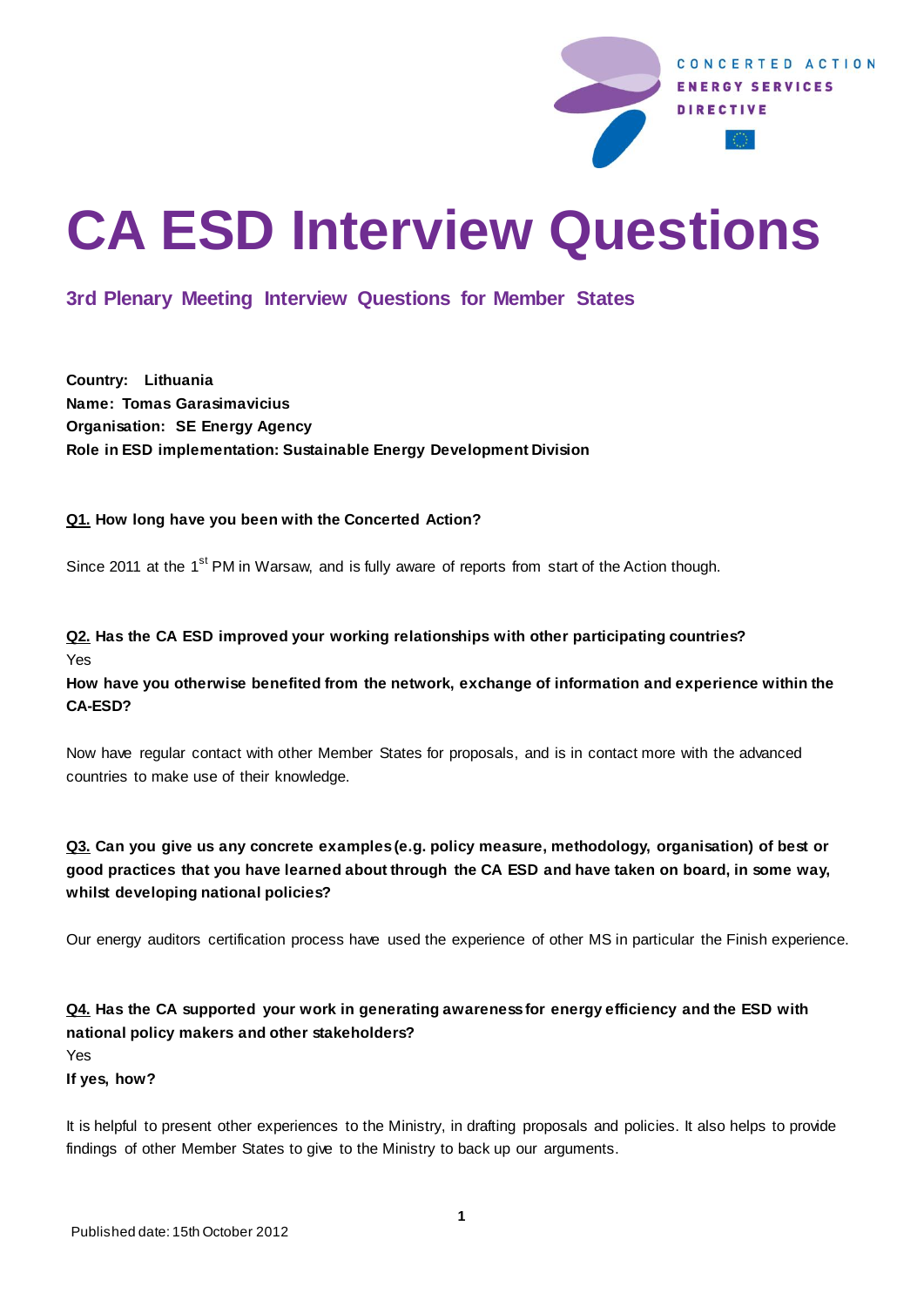CONCERTED ACTION
ENERGY SERVICES
DIRECTIVE

# CA ESD Interview Questions

## 3rd Plenary Meeting Interview Questions for Member States

**Country: Lithuania**
**Name: Tomas Garasimavicius**
**Organisation: SE Energy Agency**
**Role in ESD implementation: Sustainable Energy Development Division**

**Q1. How long have you been with the Concerted Action?**

Since 2011 at the 1st PM in Warsaw, and is fully aware of reports from start of the Action though.

**Q2. Has the CA ESD improved your working relationships with other participating countries?**
Yes
**How have you otherwise benefited from the network, exchange of information and experience within the CA-ESD?**

Now have regular contact with other Member States for proposals, and is in contact more with the advanced countries to make use of their knowledge.

**Q3. Can you give us any concrete examples (e.g. policy measure, methodology, organisation) of best or good practices that you have learned about through the CA ESD and have taken on board, in some way, whilst developing national policies?**

Our energy auditors certification process have used the experience of other MS in particular the Finish experience.

**Q4. Has the CA supported your work in generating awareness for energy efficiency and the ESD with national policy makers and other stakeholders?**
Yes
**If yes, how?**

It is helpful to present other experiences to the Ministry, in drafting proposals and policies. It also helps to provide findings of other Member States to give to the Ministry to back up our arguments.

Published date: 15th October 2012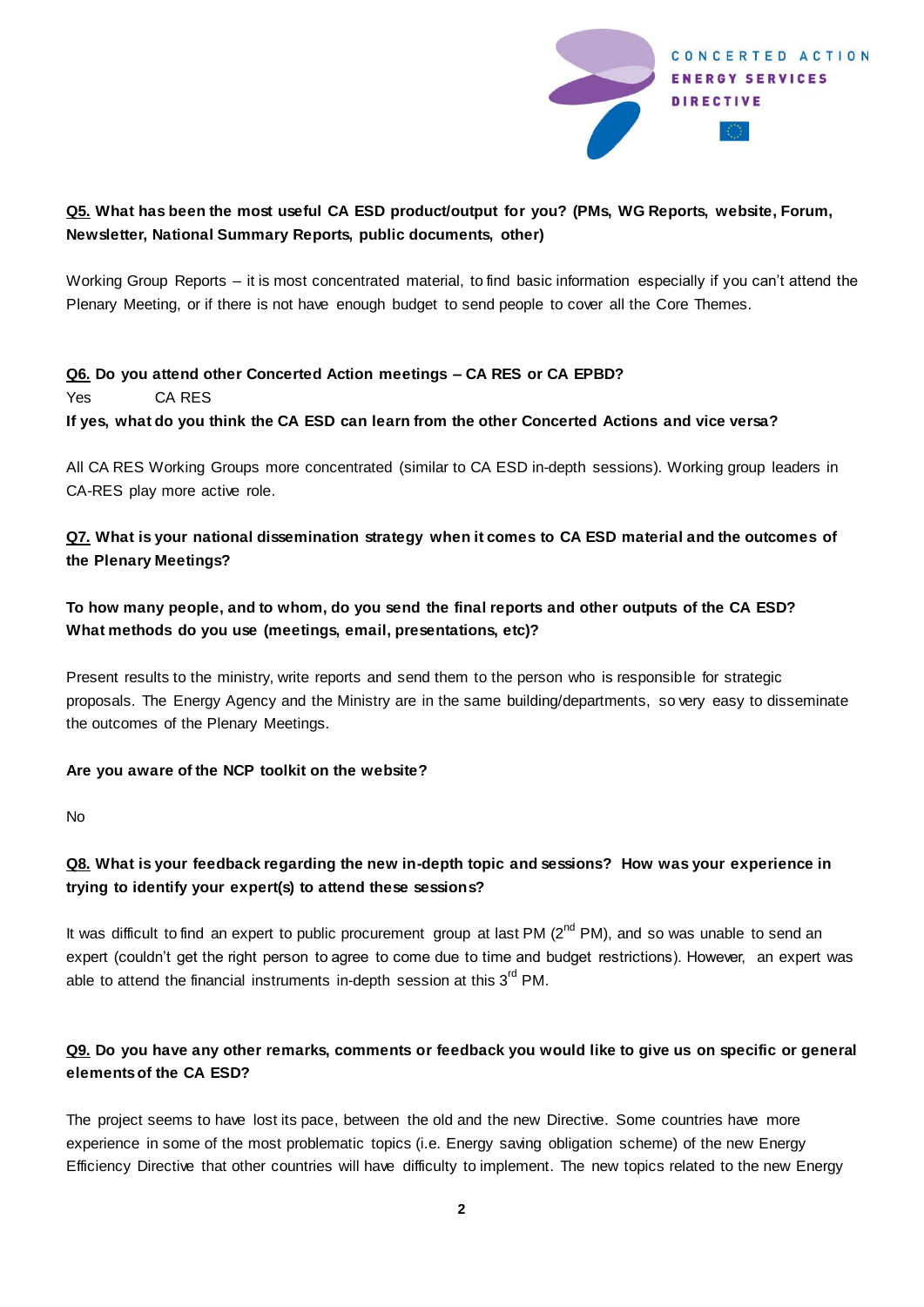**Q5. What has been the most useful CA ESD product/output for you? (PMs, WG Reports, website, Forum, Newsletter, National Summary Reports, public documents, other)**

Working Group Reports – it is most concentrated material, to find basic information especially if you can't attend the Plenary Meeting, or if there is not have enough budget to send people to cover all the Core Themes.

**Q6. Do you attend other Concerted Action meetings – CA RES or CA EPBD?**

Yes CA RES

**If yes, what do you think the CA ESD can learn from the other Concerted Actions and vice versa?**

All CA RES Working Groups more concentrated (similar to CA ESD in-depth sessions). Working group leaders in CA-RES play more active role.

**Q7. What is your national dissemination strategy when it comes to CA ESD material and the outcomes of the Plenary Meetings?**

**To how many people, and to whom, do you send the final reports and other outputs of the CA ESD? What methods do you use (meetings, email, presentations, etc)?**

Present results to the ministry, write reports and send them to the person who is responsible for strategic proposals. The Energy Agency and the Ministry are in the same building/departments, so very easy to disseminate the outcomes of the Plenary Meetings.

**Are you aware of the NCP toolkit on the website?**

No

**Q8. What is your feedback regarding the new in-depth topic and sessions? How was your experience in trying to identify your expert(s) to attend these sessions?**

It was difficult to find an expert to public procurement group at last PM (2nd PM), and so was unable to send an expert (couldn't get the right person to agree to come due to time and budget restrictions). However, an expert was able to attend the financial instruments in-depth session at this 3rd PM.

**Q9. Do you have any other remarks, comments or feedback you would like to give us on specific or general elements of the CA ESD?**

The project seems to have lost its pace, between the old and the new Directive. Some countries have more experience in some of the most problematic topics (i.e. Energy saving obligation scheme) of the new Energy Efficiency Directive that other countries will have difficulty to implement. The new topics related to the new Energy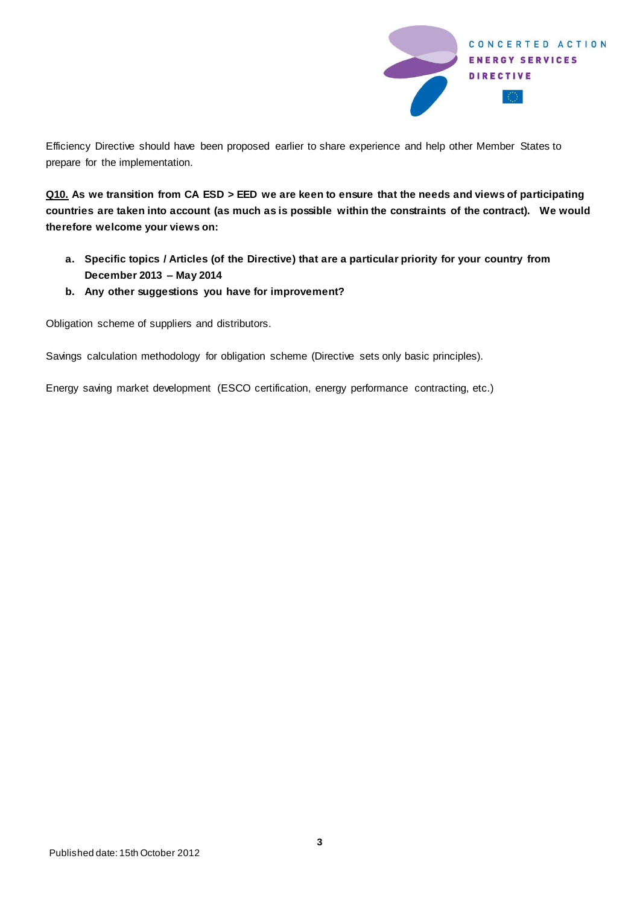Efficiency Directive should have been proposed earlier to share experience and help other Member States to prepare for the implementation.

**<u>Q10.</u> As we transition from CA ESD > EED we are keen to ensure that the needs and views of participating countries are taken into account (as much as is possible within the constraints of the contract). We would therefore welcome your views on:**

- **a. Specific topics / Articles (of the Directive) that are a particular priority for your country from December 2013 – May 2014**
- **b. Any other suggestions you have for improvement?**

Obligation scheme of suppliers and distributors.

Savings calculation methodology for obligation scheme (Directive sets only basic principles).

Energy saving market development (ESCO certification, energy performance contracting, etc.)